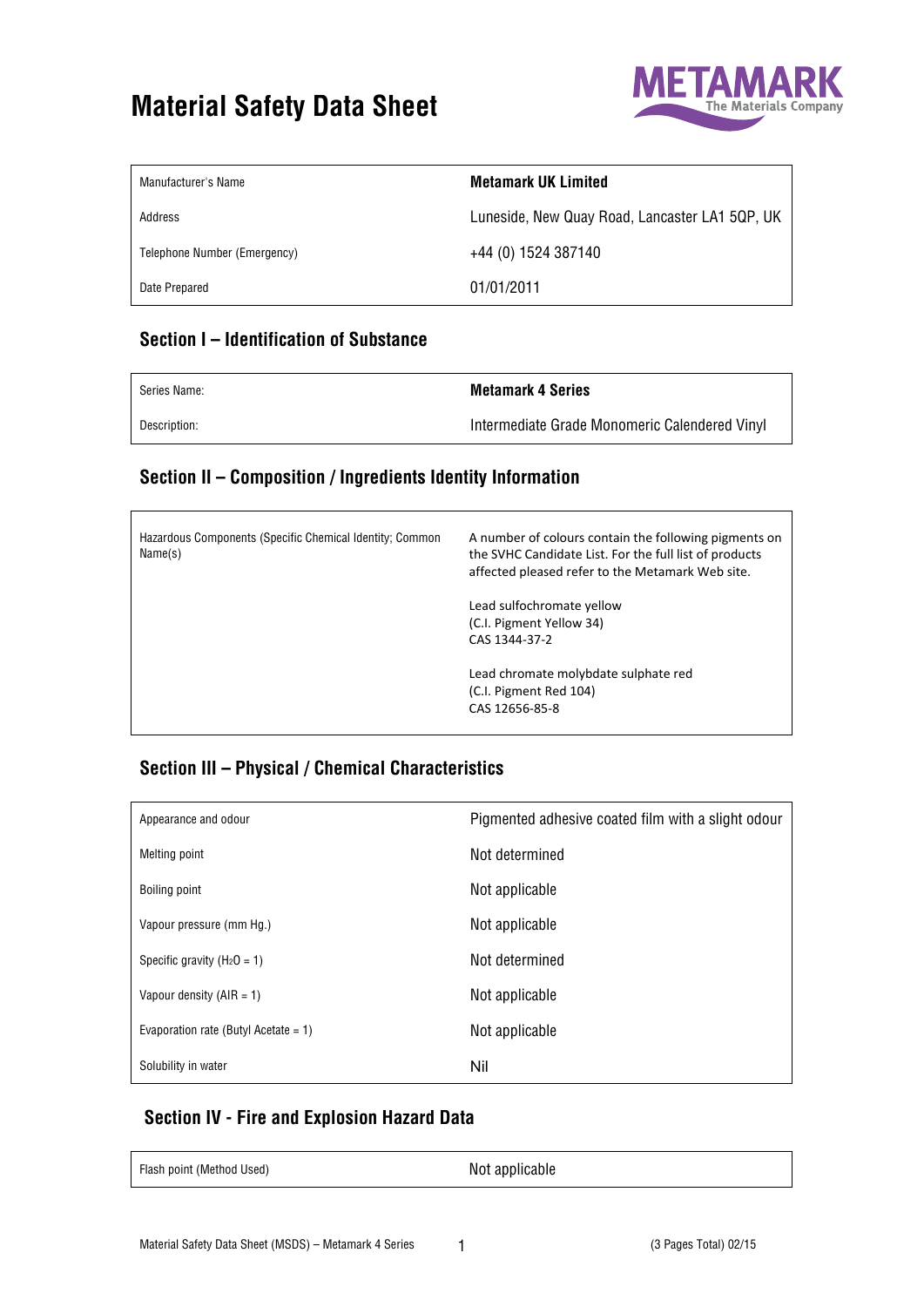# Material Safety Data Sheet

METAMARK The Materials Company

| Manufacturer's Name | **Metamark UK Limited** |
|---|---|
| Address | Luneside, New Quay Road, Lancaster LA1 5QP, UK |
| Telephone Number (Emergency) | +44 (0) 1524 387140 |
| Date Prepared | 01/01/2011 |

## Section I – Identification of Substance

| Series Name: | **Metamark 4 Series** |
|---|---|
| Description: | Intermediate Grade Monomeric Calendered Vinyl |

## Section II – Composition / Ingredients Identity Information

| Hazardous Components (Specific Chemical Identity; Common Name(s) | A number of colours contain the following pigments on the SVHC Candidate List. For the full list of products affected pleased refer to the Metamark Web site.<br><br>Lead sulfochromate yellow<br>(C.I. Pigment Yellow 34)<br>CAS 1344-37-2<br><br>Lead chromate molybdate sulphate red<br>(C.I. Pigment Red 104)<br>CAS 12656-85-8 |
|---|---|

## Section III – Physical / Chemical Characteristics

| Appearance and odour | Pigmented adhesive coated film with a slight odour |
|---|---|
| Melting point | Not determined |
| Boiling point | Not applicable |
| Vapour pressure (mm Hg.) | Not applicable |
| Specific gravity ($H_2O$ = 1) | Not determined |
| Vapour density (AIR = 1) | Not applicable |
| Evaporation rate (Butyl Acetate = 1) | Not applicable |
| Solubility in water | Nil |

## Section IV - Fire and Explosion Hazard Data

| Flash point (Method Used) | Not applicable |
|---|---|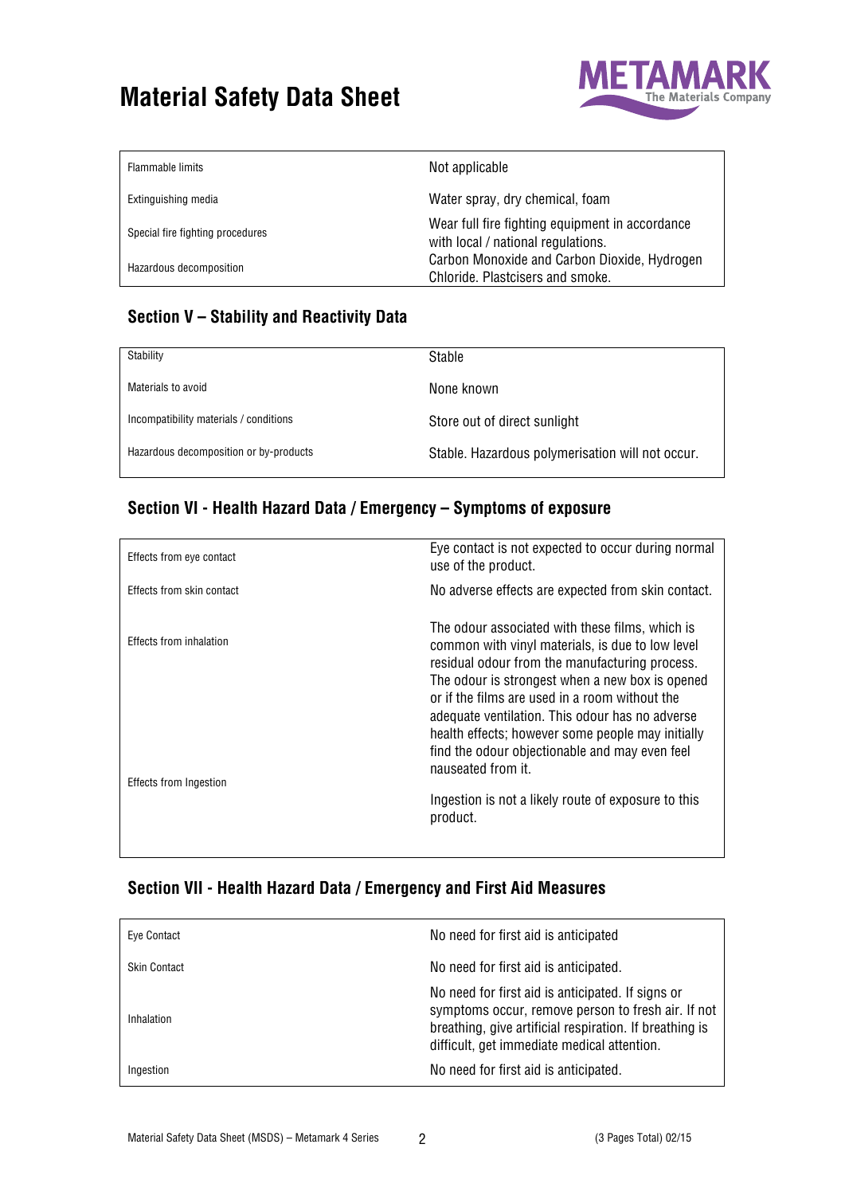# Material Safety Data Sheet

| | |
|---|---|
| Flammable limits | Not applicable |
| Extinguishing media | Water spray, dry chemical, foam |
| Special fire fighting procedures | Wear full fire fighting equipment in accordance with local / national regulations. |
| Hazardous decomposition | Carbon Monoxide and Carbon Dioxide, Hydrogen Chloride. Plastcisers and smoke. |

## Section V – Stability and Reactivity Data

| | |
|---|---|
| Stability | Stable |
| Materials to avoid | None known |
| Incompatibility materials / conditions | Store out of direct sunlight |
| Hazardous decomposition or by-products | Stable. Hazardous polymerisation will not occur. |

## Section VI - Health Hazard Data / Emergency – Symptoms of exposure

| | |
|---|---|
| Effects from eye contact | Eye contact is not expected to occur during normal use of the product. |
| Effects from skin contact | No adverse effects are expected from skin contact. |
| Effects from inhalation | The odour associated with these films, which is common with vinyl materials, is due to low level residual odour from the manufacturing process. The odour is strongest when a new box is opened or if the films are used in a room without the adequate ventilation. This odour has no adverse health effects; however some people may initially find the odour objectionable and may even feel nauseated from it. |
| Effects from Ingestion | Ingestion is not a likely route of exposure to this product. |

## Section VII - Health Hazard Data / Emergency and First Aid Measures

| | |
|---|---|
| Eye Contact | No need for first aid is anticipated |
| Skin Contact | No need for first aid is anticipated. |
| Inhalation | No need for first aid is anticipated. If signs or symptoms occur, remove person to fresh air. If not breathing, give artificial respiration. If breathing is difficult, get immediate medical attention. |
| Ingestion | No need for first aid is anticipated. |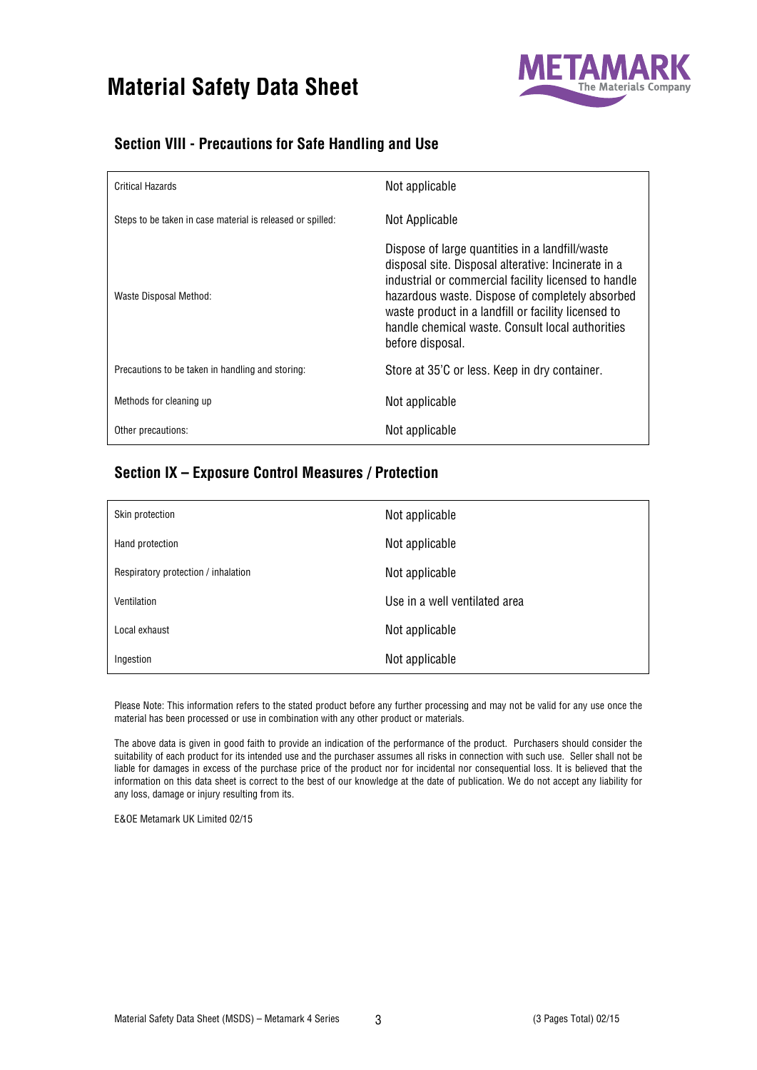# Material Safety Data Sheet

## Section VIII - Precautions for Safe Handling and Use

| | |
|---|---|
| Critical Hazards | Not applicable |
| Steps to be taken in case material is released or spilled: | Not Applicable |
| Waste Disposal Method: | Dispose of large quantities in a landfill/waste disposal site. Disposal alterative: Incinerate in a industrial or commercial facility licensed to handle hazardous waste. Dispose of completely absorbed waste product in a landfill or facility licensed to handle chemical waste. Consult local authorities before disposal. |
| Precautions to be taken in handling and storing: | Store at 35'C or less. Keep in dry container. |
| Methods for cleaning up | Not applicable |
| Other precautions: | Not applicable |

## Section IX – Exposure Control Measures / Protection

| | |
|---|---|
| Skin protection | Not applicable |
| Hand protection | Not applicable |
| Respiratory protection / inhalation | Not applicable |
| Ventilation | Use in a well ventilated area |
| Local exhaust | Not applicable |
| Ingestion | Not applicable |

Please Note: This information refers to the stated product before any further processing and may not be valid for any use once the material has been processed or use in combination with any other product or materials.

The above data is given in good faith to provide an indication of the performance of the product. Purchasers should consider the suitability of each product for its intended use and the purchaser assumes all risks in connection with such use. Seller shall not be liable for damages in excess of the purchase price of the product nor for incidental nor consequential loss. It is believed that the information on this data sheet is correct to the best of our knowledge at the date of publication. We do not accept any liability for any loss, damage or injury resulting from its.

E&OE Metamark UK Limited 02/15